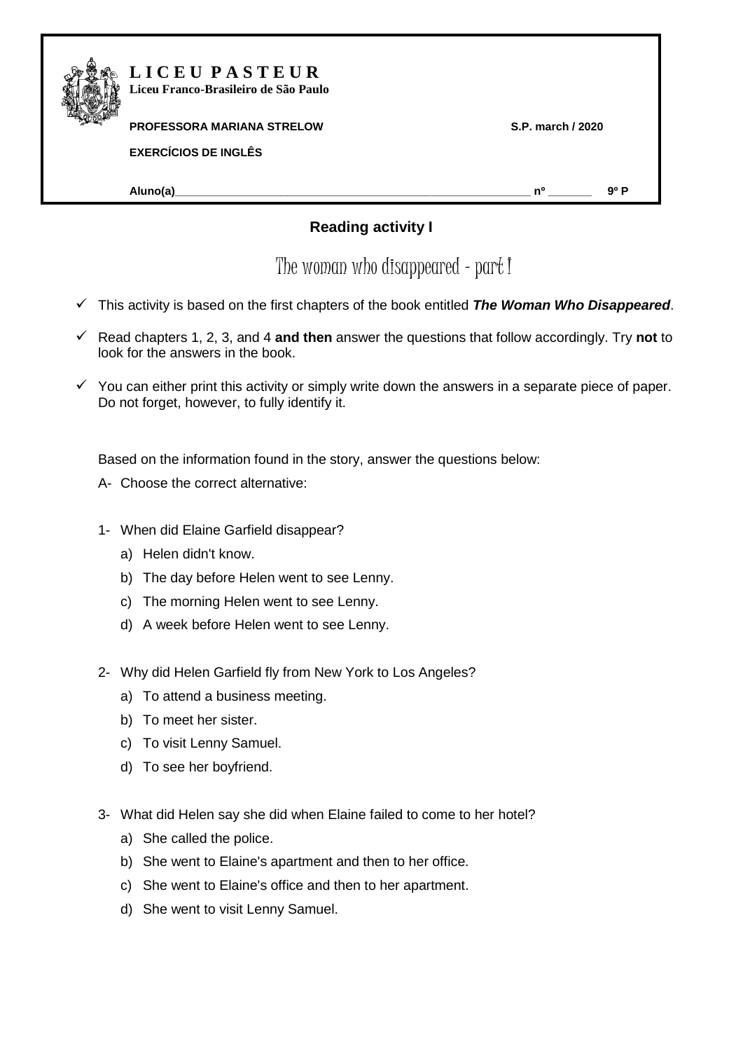**L I C E U P A S T E U R**
**Liceu Franco-Brasileiro de São Paulo**

**PROFESSORA MARIANA STRELOW** **S.P. march / 2020**

**EXERCÍCIOS DE INGLÊS**

**Aluno(a)**\_\_\_\_\_\_\_\_\_\_\_\_\_\_\_\_\_\_\_\_\_\_\_\_\_\_\_\_\_\_\_\_\_\_\_\_\_\_\_\_\_\_\_\_\_\_\_\_\_\_\_\_\_\_ **nº** \_\_\_\_\_\_\_ **9º P**

## Reading activity I

# The woman who disappeared - part I

- ✓ This activity is based on the first chapters of the book entitled ***The Woman Who Disappeared***.
- ✓ Read chapters 1, 2, 3, and 4 **and then** answer the questions that follow accordingly. Try **not** to look for the answers in the book.
- ✓ You can either print this activity or simply write down the answers in a separate piece of paper. Do not forget, however, to fully identify it.

Based on the information found in the story, answer the questions below:

A- Choose the correct alternative:

1- When did Elaine Garfield disappear?

a) Helen didn't know.
b) The day before Helen went to see Lenny.
c) The morning Helen went to see Lenny.
d) A week before Helen went to see Lenny.

2- Why did Helen Garfield fly from New York to Los Angeles?

a) To attend a business meeting.
b) To meet her sister.
c) To visit Lenny Samuel.
d) To see her boyfriend.

3- What did Helen say she did when Elaine failed to come to her hotel?

a) She called the police.
b) She went to Elaine's apartment and then to her office.
c) She went to Elaine's office and then to her apartment.
d) She went to visit Lenny Samuel.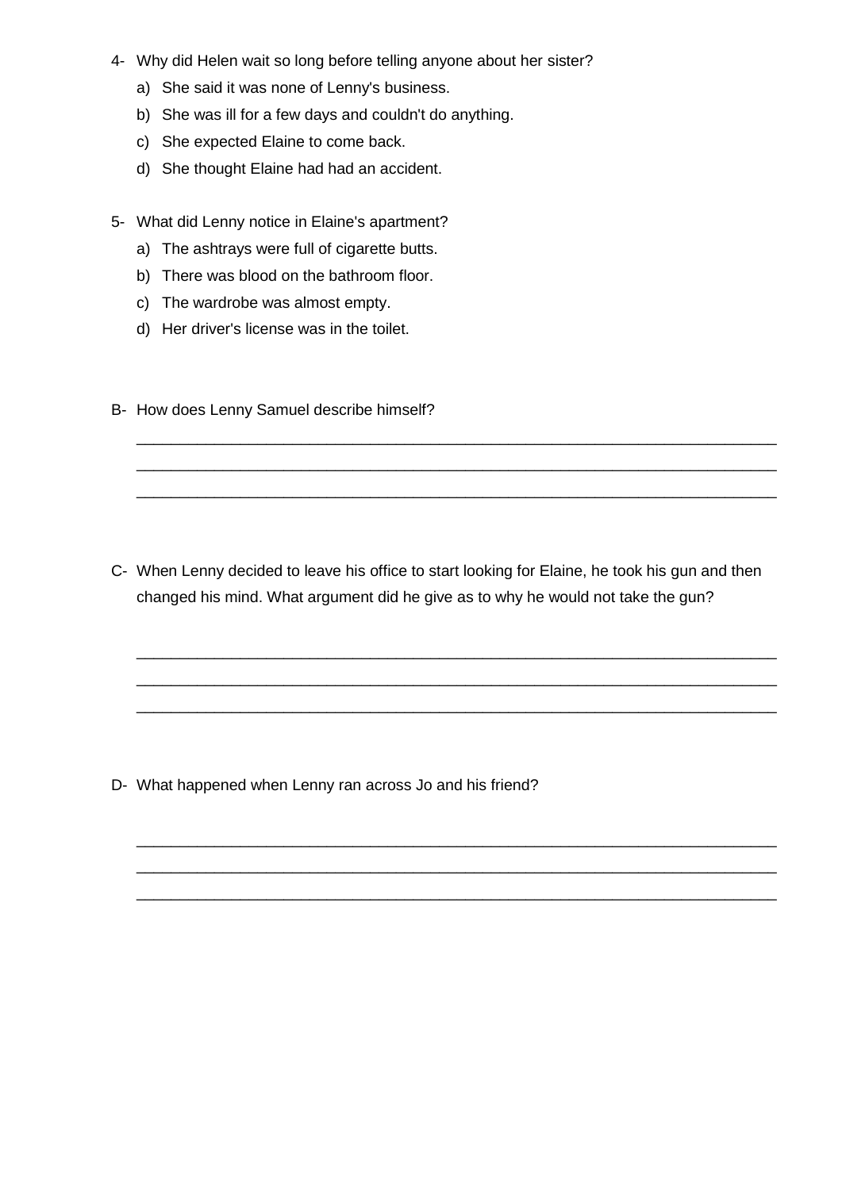4- Why did Helen wait so long before telling anyone about her sister?

   a) She said it was none of Lenny's business.
   b) She was ill for a few days and couldn't do anything.
   c) She expected Elaine to come back.
   d) She thought Elaine had had an accident.

5- What did Lenny notice in Elaine's apartment?

   a) The ashtrays were full of cigarette butts.
   b) There was blood on the bathroom floor.
   c) The wardrobe was almost empty.
   d) Her driver's license was in the toilet.

B- How does Lenny Samuel describe himself?

______________________________________________________________________________

______________________________________________________________________________

______________________________________________________________________________

C- When Lenny decided to leave his office to start looking for Elaine, he took his gun and then changed his mind. What argument did he give as to why he would not take the gun?

______________________________________________________________________________

______________________________________________________________________________

______________________________________________________________________________

D- What happened when Lenny ran across Jo and his friend?

______________________________________________________________________________

______________________________________________________________________________

______________________________________________________________________________